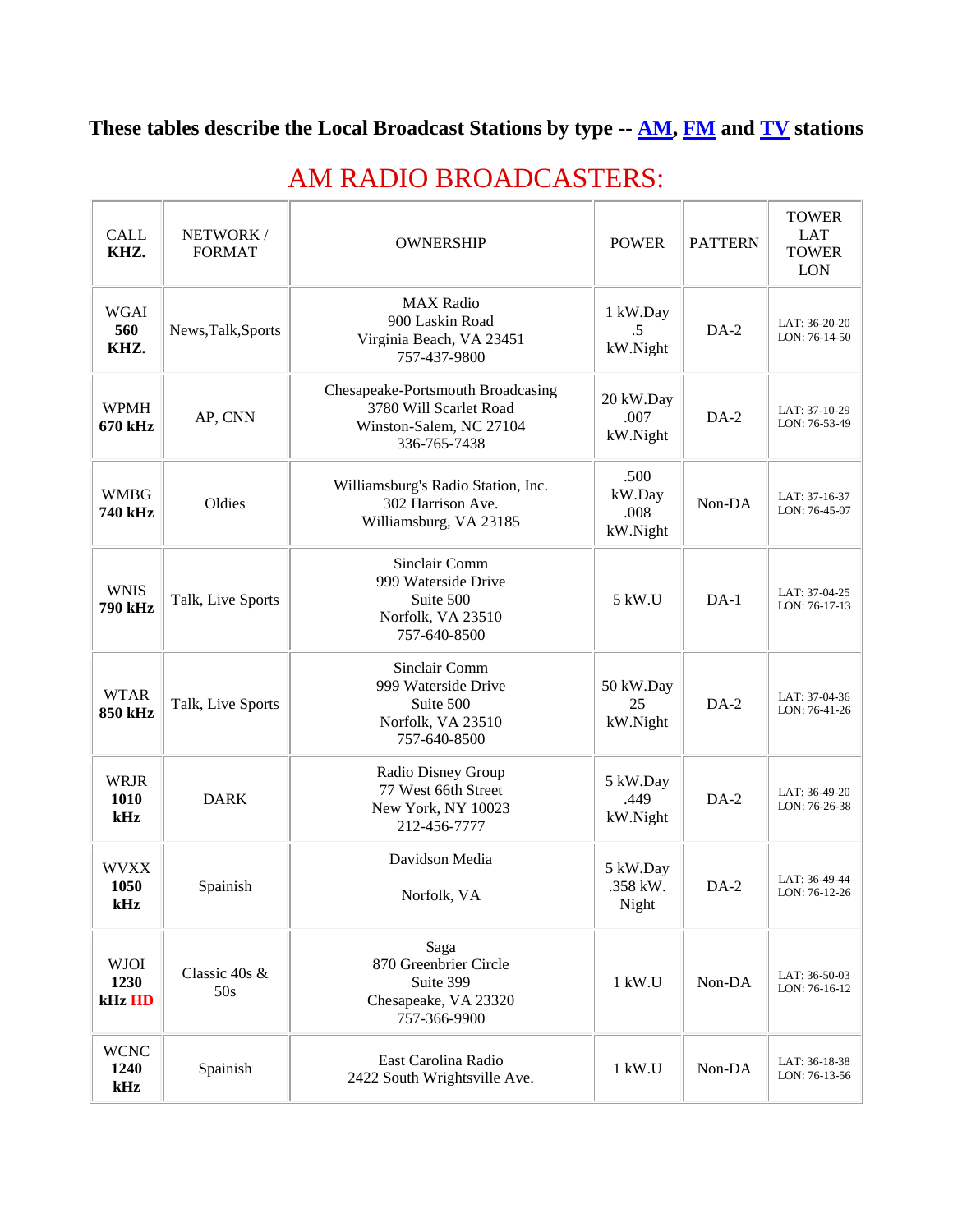**These tables describe the Local Broadcast Stations by type -- AM, FM and TV stations**

# AM RADIO BROADCASTERS:

| CALL **KHZ.** | NETWORK / FORMAT | OWNERSHIP | POWER | PATTERN | TOWER LAT TOWER LON |
|---|---|---|---|---|---|
| WGAI **560 KHZ.** | News,Talk,Sports | MAX Radio<br>900 Laskin Road<br>Virginia Beach, VA 23451<br>757-437-9800 | 1 kW.Day<br>.5<br>kW.Night | DA-2 | LAT: 36-20-20<br>LON: 76-14-50 |
| WPMH **670 kHz** | AP, CNN | Chesapeake-Portsmouth Broadcasing<br>3780 Will Scarlet Road<br>Winston-Salem, NC 27104<br>336-765-7438 | 20 kW.Day<br>.007<br>kW.Night | DA-2 | LAT: 37-10-29<br>LON: 76-53-49 |
| WMBG **740 kHz** | Oldies | Williamsburg's Radio Station, Inc.<br>302 Harrison Ave.<br>Williamsburg, VA 23185 | .500<br>kW.Day<br>.008<br>kW.Night | Non-DA | LAT: 37-16-37<br>LON: 76-45-07 |
| WNIS **790 kHz** | Talk, Live Sports | Sinclair Comm<br>999 Waterside Drive<br>Suite 500<br>Norfolk, VA 23510<br>757-640-8500 | 5 kW.U | DA-1 | LAT: 37-04-25<br>LON: 76-17-13 |
| WTAR **850 kHz** | Talk, Live Sports | Sinclair Comm<br>999 Waterside Drive<br>Suite 500<br>Norfolk, VA 23510<br>757-640-8500 | 50 kW.Day<br>25<br>kW.Night | DA-2 | LAT: 37-04-36<br>LON: 76-41-26 |
| WRJR **1010 kHz** | DARK | Radio Disney Group<br>77 West 66th Street<br>New York, NY 10023<br>212-456-7777 | 5 kW.Day<br>.449<br>kW.Night | DA-2 | LAT: 36-49-20<br>LON: 76-26-38 |
| WVXX **1050 kHz** | Spainish | Davidson Media<br><br>Norfolk, VA | 5 kW.Day<br>.358 kW.<br>Night | DA-2 | LAT: 36-49-44<br>LON: 76-12-26 |
| WJOI **1230 kHz** HD | Classic 40s & 50s | Saga<br>870 Greenbrier Circle<br>Suite 399<br>Chesapeake, VA 23320<br>757-366-9900 | 1 kW.U | Non-DA | LAT: 36-50-03<br>LON: 76-16-12 |
| WCNC **1240 kHz** | Spainish | East Carolina Radio<br>2422 South Wrightsville Ave. | 1 kW.U | Non-DA | LAT: 36-18-38<br>LON: 76-13-56 |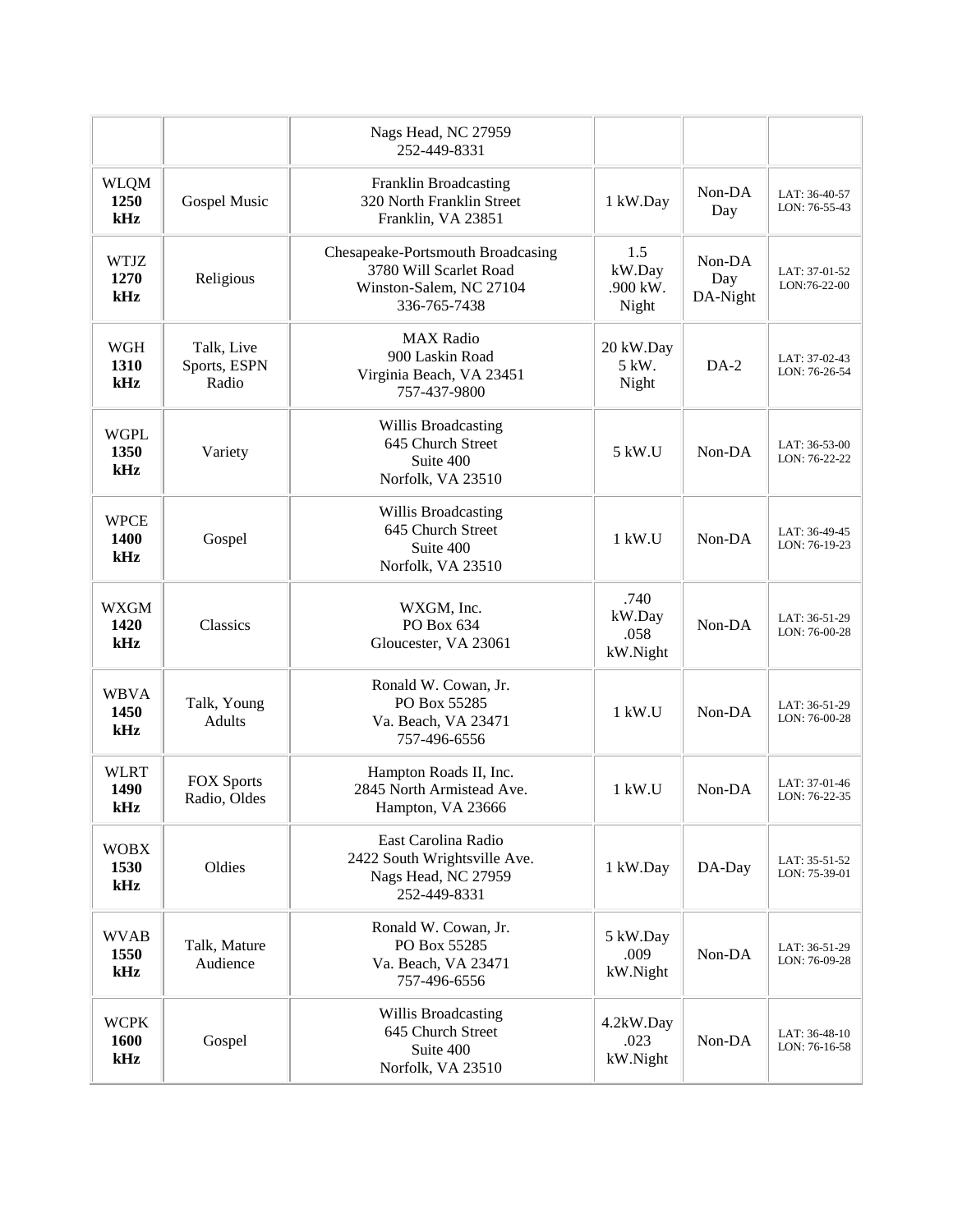| | | | | | |
|---|---|---|---|---|---|
| | | Nags Head, NC 27959<br>252-449-8331 | | | |
| WLQM<br>**1250 kHz** | Gospel Music | Franklin Broadcasting<br>320 North Franklin Street<br>Franklin, VA 23851 | 1 kW.Day | Non-DA Day | LAT: 36-40-57<br>LON: 76-55-43 |
| WTJZ<br>**1270 kHz** | Religious | Chesapeake-Portsmouth Broadcasing<br>3780 Will Scarlet Road<br>Winston-Salem, NC 27104<br>336-765-7438 | 1.5 kW.Day<br>.900 kW. Night | Non-DA Day<br>DA-Night | LAT: 37-01-52<br>LON:76-22-00 |
| WGH<br>**1310 kHz** | Talk, Live Sports, ESPN Radio | MAX Radio<br>900 Laskin Road<br>Virginia Beach, VA 23451<br>757-437-9800 | 20 kW.Day<br>5 kW. Night | DA-2 | LAT: 37-02-43<br>LON: 76-26-54 |
| WGPL<br>**1350 kHz** | Variety | Willis Broadcasting<br>645 Church Street<br>Suite 400<br>Norfolk, VA 23510 | 5 kW.U | Non-DA | LAT: 36-53-00<br>LON: 76-22-22 |
| WPCE<br>**1400 kHz** | Gospel | Willis Broadcasting<br>645 Church Street<br>Suite 400<br>Norfolk, VA 23510 | 1 kW.U | Non-DA | LAT: 36-49-45<br>LON: 76-19-23 |
| WXGM<br>**1420 kHz** | Classics | WXGM, Inc.<br>PO Box 634<br>Gloucester, VA 23061 | .740 kW.Day<br>.058 kW.Night | Non-DA | LAT: 36-51-29<br>LON: 76-00-28 |
| WBVA<br>**1450 kHz** | Talk, Young Adults | Ronald W. Cowan, Jr.<br>PO Box 55285<br>Va. Beach, VA 23471<br>757-496-6556 | 1 kW.U | Non-DA | LAT: 36-51-29<br>LON: 76-00-28 |
| WLRT<br>**1490 kHz** | FOX Sports Radio, Oldes | Hampton Roads II, Inc.<br>2845 North Armistead Ave.<br>Hampton, VA 23666 | 1 kW.U | Non-DA | LAT: 37-01-46<br>LON: 76-22-35 |
| WOBX<br>**1530 kHz** | Oldies | East Carolina Radio<br>2422 South Wrightsville Ave.<br>Nags Head, NC 27959<br>252-449-8331 | 1 kW.Day | DA-Day | LAT: 35-51-52<br>LON: 75-39-01 |
| WVAB<br>**1550 kHz** | Talk, Mature Audience | Ronald W. Cowan, Jr.<br>PO Box 55285<br>Va. Beach, VA 23471<br>757-496-6556 | 5 kW.Day<br>.009 kW.Night | Non-DA | LAT: 36-51-29<br>LON: 76-09-28 |
| WCPK<br>**1600 kHz** | Gospel | Willis Broadcasting<br>645 Church Street<br>Suite 400<br>Norfolk, VA 23510 | 4.2kW.Day<br>.023 kW.Night | Non-DA | LAT: 36-48-10<br>LON: 76-16-58 |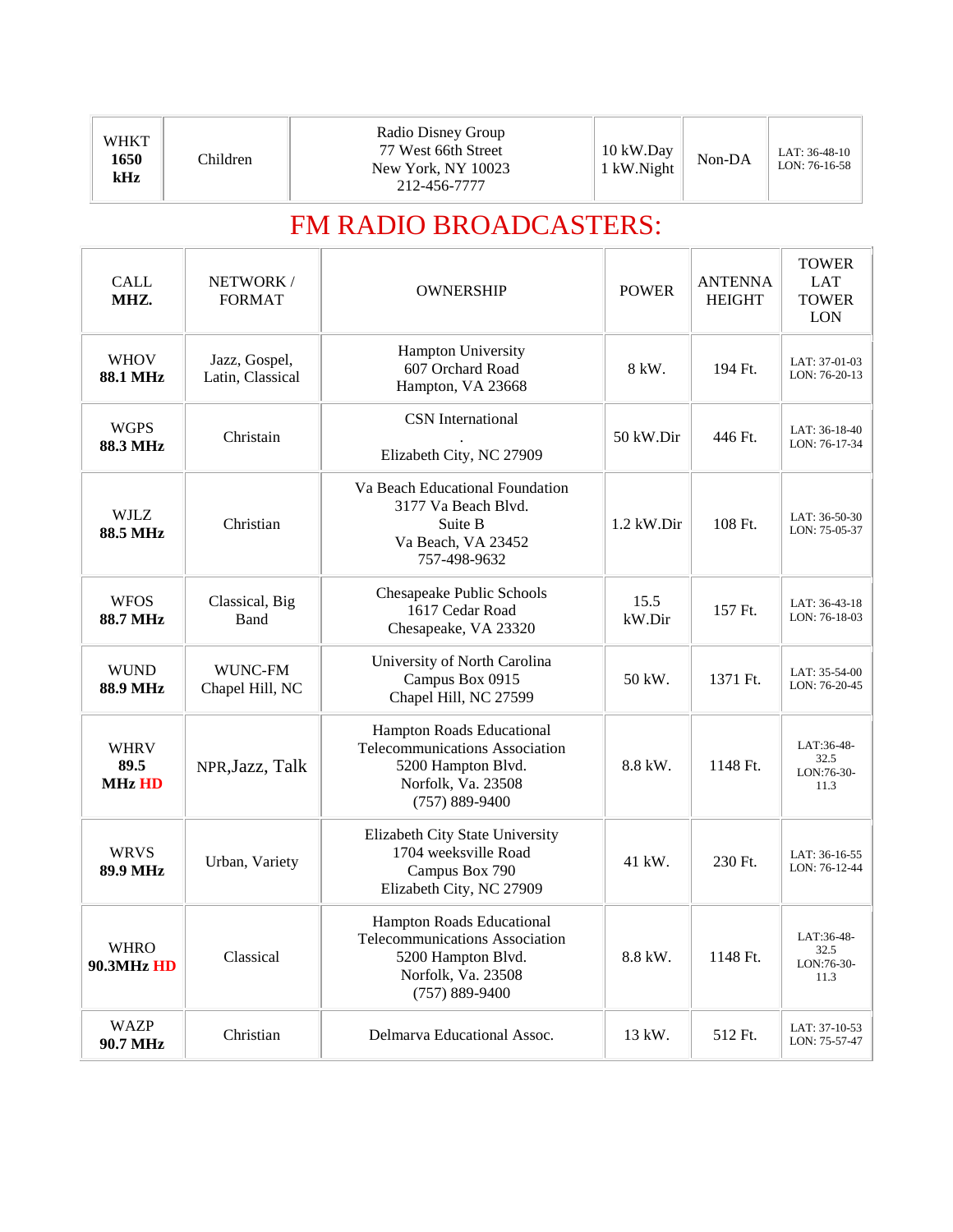| WHKT **1650 kHz** | Children | Radio Disney Group<br>77 West 66th Street<br>New York, NY 10023<br>212-456-7777 | 10 kW.Day<br>1 kW.Night | Non-DA | LAT: 36-48-10<br>LON: 76-16-58 |
|---|---|---|---|---|---|

# FM RADIO BROADCASTERS:

| CALL **MHZ.** | NETWORK / FORMAT | OWNERSHIP | POWER | ANTENNA HEIGHT | TOWER LAT TOWER LON |
|---|---|---|---|---|---|
| WHOV **88.1 MHz** | Jazz, Gospel, Latin, Classical | Hampton University<br>607 Orchard Road<br>Hampton, VA 23668 | 8 kW. | 194 Ft. | LAT: 37-01-03<br>LON: 76-20-13 |
| WGPS **88.3 MHz** | Christain | CSN International<br>.<br>Elizabeth City, NC 27909 | 50 kW.Dir | 446 Ft. | LAT: 36-18-40<br>LON: 76-17-34 |
| WJLZ **88.5 MHz** | Christian | Va Beach Educational Foundation<br>3177 Va Beach Blvd.<br>Suite B<br>Va Beach, VA 23452<br>757-498-9632 | 1.2 kW.Dir | 108 Ft. | LAT: 36-50-30<br>LON: 75-05-37 |
| WFOS **88.7 MHz** | Classical, Big Band | Chesapeake Public Schools<br>1617 Cedar Road<br>Chesapeake, VA 23320 | 15.5 kW.Dir | 157 Ft. | LAT: 36-43-18<br>LON: 76-18-03 |
| WUND **88.9 MHz** | WUNC-FM Chapel Hill, NC | University of North Carolina<br>Campus Box 0915<br>Chapel Hill, NC 27599 | 50 kW. | 1371 Ft. | LAT: 35-54-00<br>LON: 76-20-45 |
| WHRV **89.5 MHz HD** | NPR,Jazz, Talk | Hampton Roads Educational Telecommunications Association<br>5200 Hampton Blvd.<br>Norfolk, Va. 23508<br>(757) 889-9400 | 8.8 kW. | 1148 Ft. | LAT:36-48-32.5<br>LON:76-30-11.3 |
| WRVS **89.9 MHz** | Urban, Variety | Elizabeth City State University<br>1704 weeksville Road<br>Campus Box 790<br>Elizabeth City, NC 27909 | 41 kW. | 230 Ft. | LAT: 36-16-55<br>LON: 76-12-44 |
| WHRO **90.3MHz HD** | Classical | Hampton Roads Educational Telecommunications Association<br>5200 Hampton Blvd.<br>Norfolk, Va. 23508<br>(757) 889-9400 | 8.8 kW. | 1148 Ft. | LAT:36-48-32.5<br>LON:76-30-11.3 |
| WAZP **90.7 MHz** | Christian | Delmarva Educational Assoc. | 13 kW. | 512 Ft. | LAT: 37-10-53<br>LON: 75-57-47 |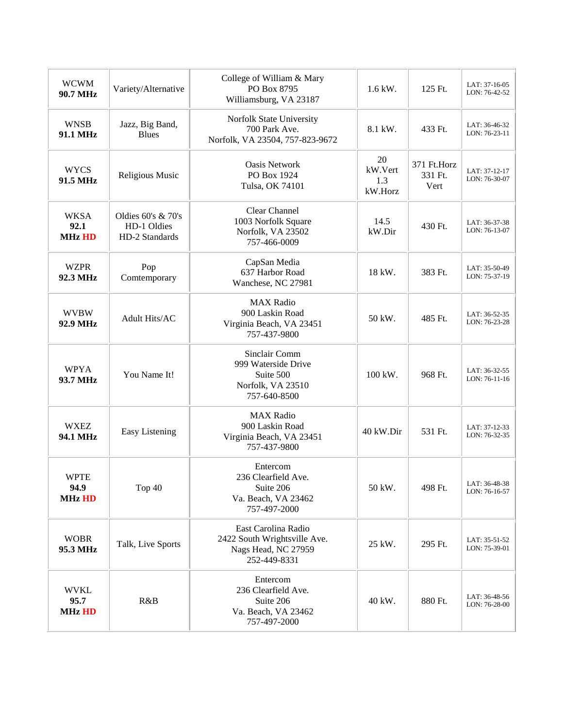| WCWM **90.7 MHz** | Variety/Alternative | College of William & Mary<br>PO Box 8795<br>Williamsburg, VA 23187 | 1.6 kW. | 125 Ft. | LAT: 37-16-05<br>LON: 76-42-52 |
|---|---|---|---|---|---|
| WNSB **91.1 MHz** | Jazz, Big Band, Blues | Norfolk State University<br>700 Park Ave.<br>Norfolk, VA 23504, 757-823-9672 | 8.1 kW. | 433 Ft. | LAT: 36-46-32<br>LON: 76-23-11 |
| WYCS **91.5 MHz** | Religious Music | Oasis Network<br>PO Box 1924<br>Tulsa, OK 74101 | 20 kW.Vert<br>1.3 kW.Horz | 371 Ft.Horz<br>331 Ft. Vert | LAT: 37-12-17<br>LON: 76-30-07 |
| WKSA **92.1 MHz HD** | Oldies 60's & 70's<br>HD-1 Oldies<br>HD-2 Standards | Clear Channel<br>1003 Norfolk Square<br>Norfolk, VA 23502<br>757-466-0009 | 14.5 kW.Dir | 430 Ft. | LAT: 36-37-38<br>LON: 76-13-07 |
| WZPR **92.3 MHz** | Pop Comtemporary | CapSan Media<br>637 Harbor Road<br>Wanchese, NC 27981 | 18 kW. | 383 Ft. | LAT: 35-50-49<br>LON: 75-37-19 |
| WVBW **92.9 MHz** | Adult Hits/AC | MAX Radio<br>900 Laskin Road<br>Virginia Beach, VA 23451<br>757-437-9800 | 50 kW. | 485 Ft. | LAT: 36-52-35<br>LON: 76-23-28 |
| WPYA **93.7 MHz** | You Name It! | Sinclair Comm<br>999 Waterside Drive<br>Suite 500<br>Norfolk, VA 23510<br>757-640-8500 | 100 kW. | 968 Ft. | LAT: 36-32-55<br>LON: 76-11-16 |
| WXEZ **94.1 MHz** | Easy Listening | MAX Radio<br>900 Laskin Road<br>Virginia Beach, VA 23451<br>757-437-9800 | 40 kW.Dir | 531 Ft. | LAT: 37-12-33<br>LON: 76-32-35 |
| WPTE **94.9 MHz HD** | Top 40 | Entercom<br>236 Clearfield Ave.<br>Suite 206<br>Va. Beach, VA 23462<br>757-497-2000 | 50 kW. | 498 Ft. | LAT: 36-48-38<br>LON: 76-16-57 |
| WOBR **95.3 MHz** | Talk, Live Sports | East Carolina Radio<br>2422 South Wrightsville Ave.<br>Nags Head, NC 27959<br>252-449-8331 | 25 kW. | 295 Ft. | LAT: 35-51-52<br>LON: 75-39-01 |
| WVKL **95.7 MHz HD** | R&B | Entercom<br>236 Clearfield Ave.<br>Suite 206<br>Va. Beach, VA 23462<br>757-497-2000 | 40 kW. | 880 Ft. | LAT: 36-48-56<br>LON: 76-28-00 |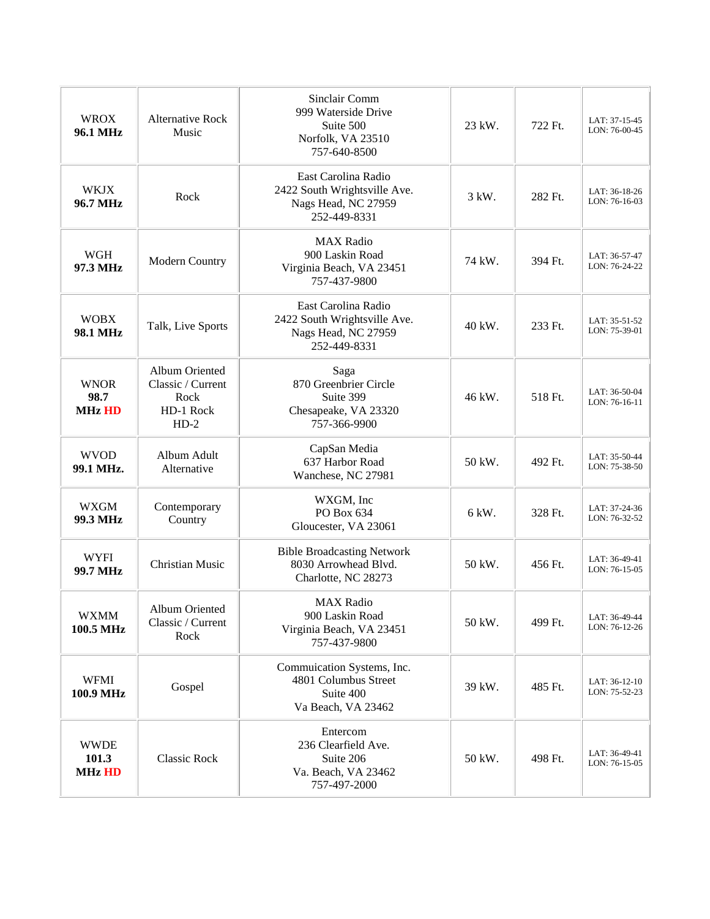| | | | | | |
|---|---|---|---|---|---|
| WROX **96.1 MHz** | Alternative Rock Music | Sinclair Comm 999 Waterside Drive Suite 500 Norfolk, VA 23510 757-640-8500 | 23 kW. | 722 Ft. | LAT: 37-15-45 LON: 76-00-45 |
| WKJX **96.7 MHz** | Rock | East Carolina Radio 2422 South Wrightsville Ave. Nags Head, NC 27959 252-449-8331 | 3 kW. | 282 Ft. | LAT: 36-18-26 LON: 76-16-03 |
| WGH **97.3 MHz** | Modern Country | MAX Radio 900 Laskin Road Virginia Beach, VA 23451 757-437-9800 | 74 kW. | 394 Ft. | LAT: 36-57-47 LON: 76-24-22 |
| WOBX **98.1 MHz** | Talk, Live Sports | East Carolina Radio 2422 South Wrightsville Ave. Nags Head, NC 27959 252-449-8331 | 40 kW. | 233 Ft. | LAT: 35-51-52 LON: 75-39-01 |
| WNOR **98.7 MHz HD** | Album Oriented Classic / Current Rock HD-1 Rock HD-2 | Saga 870 Greenbrier Circle Suite 399 Chesapeake, VA 23320 757-366-9900 | 46 kW. | 518 Ft. | LAT: 36-50-04 LON: 76-16-11 |
| WVOD **99.1 MHz.** | Album Adult Alternative | CapSan Media 637 Harbor Road Wanchese, NC 27981 | 50 kW. | 492 Ft. | LAT: 35-50-44 LON: 75-38-50 |
| WXGM **99.3 MHz** | Contemporary Country | WXGM, Inc PO Box 634 Gloucester, VA 23061 | 6 kW. | 328 Ft. | LAT: 37-24-36 LON: 76-32-52 |
| WYFI **99.7 MHz** | Christian Music | Bible Broadcasting Network 8030 Arrowhead Blvd. Charlotte, NC 28273 | 50 kW. | 456 Ft. | LAT: 36-49-41 LON: 76-15-05 |
| WXMM **100.5 MHz** | Album Oriented Classic / Current Rock | MAX Radio 900 Laskin Road Virginia Beach, VA 23451 757-437-9800 | 50 kW. | 499 Ft. | LAT: 36-49-44 LON: 76-12-26 |
| WFMI **100.9 MHz** | Gospel | Commuication Systems, Inc. 4801 Columbus Street Suite 400 Va Beach, VA 23462 | 39 kW. | 485 Ft. | LAT: 36-12-10 LON: 75-52-23 |
| WWDE **101.3 MHz HD** | Classic Rock | Entercom 236 Clearfield Ave. Suite 206 Va. Beach, VA 23462 757-497-2000 | 50 kW. | 498 Ft. | LAT: 36-49-41 LON: 76-15-05 |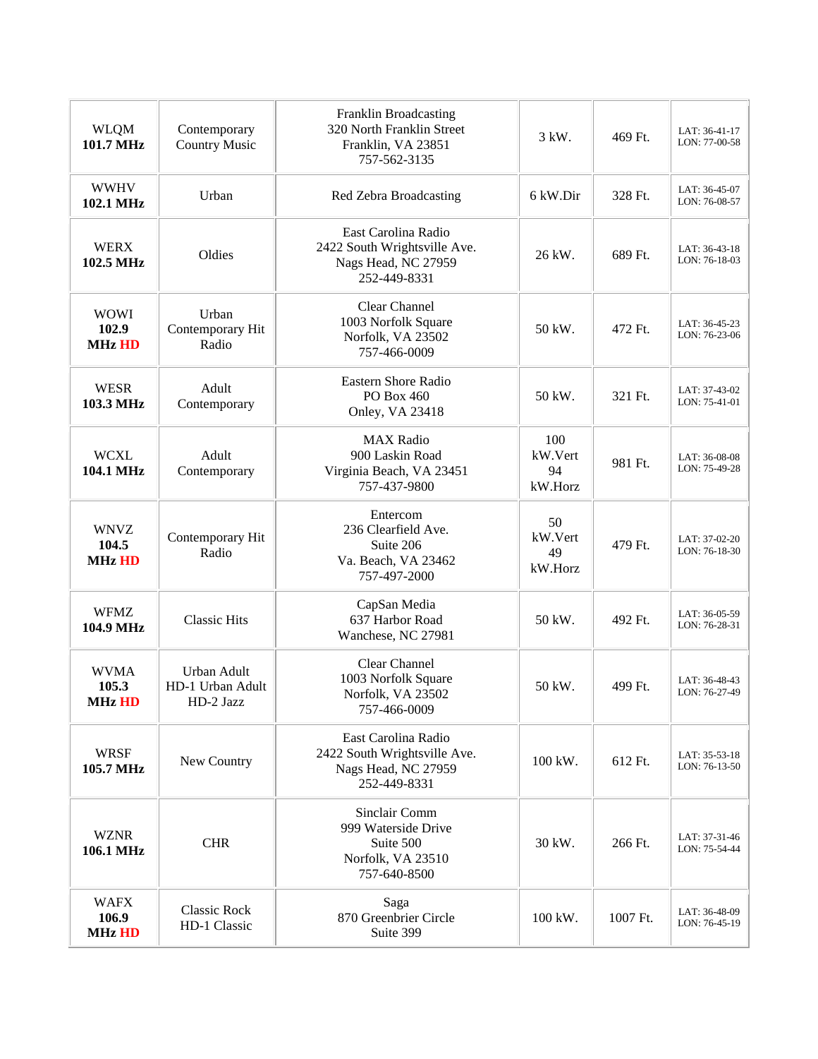| | | | | | |
|---|---|---|---|---|---|
| WLQM **101.7 MHz** | Contemporary Country Music | Franklin Broadcasting<br>320 North Franklin Street<br>Franklin, VA 23851<br>757-562-3135 | 3 kW. | 469 Ft. | LAT: 36-41-17<br>LON: 77-00-58 |
| WWHV **102.1 MHz** | Urban | Red Zebra Broadcasting | 6 kW.Dir | 328 Ft. | LAT: 36-45-07<br>LON: 76-08-57 |
| WERX **102.5 MHz** | Oldies | East Carolina Radio<br>2422 South Wrightsville Ave.<br>Nags Head, NC 27959<br>252-449-8331 | 26 kW. | 689 Ft. | LAT: 36-43-18<br>LON: 76-18-03 |
| WOWI **102.9 MHz HD** | Urban Contemporary Hit Radio | Clear Channel<br>1003 Norfolk Square<br>Norfolk, VA 23502<br>757-466-0009 | 50 kW. | 472 Ft. | LAT: 36-45-23<br>LON: 76-23-06 |
| WESR **103.3 MHz** | Adult Contemporary | Eastern Shore Radio<br>PO Box 460<br>Onley, VA 23418 | 50 kW. | 321 Ft. | LAT: 37-43-02<br>LON: 75-41-01 |
| WCXL **104.1 MHz** | Adult Contemporary | MAX Radio<br>900 Laskin Road<br>Virginia Beach, VA 23451<br>757-437-9800 | 100 kW.Vert<br>94 kW.Horz | 981 Ft. | LAT: 36-08-08<br>LON: 75-49-28 |
| WNVZ **104.5 MHz HD** | Contemporary Hit Radio | Entercom<br>236 Clearfield Ave.<br>Suite 206<br>Va. Beach, VA 23462<br>757-497-2000 | 50 kW.Vert<br>49 kW.Horz | 479 Ft. | LAT: 37-02-20<br>LON: 76-18-30 |
| WFMZ **104.9 MHz** | Classic Hits | CapSan Media<br>637 Harbor Road<br>Wanchese, NC 27981 | 50 kW. | 492 Ft. | LAT: 36-05-59<br>LON: 76-28-31 |
| WVMA **105.3 MHz HD** | Urban Adult<br>HD-1 Urban Adult<br>HD-2 Jazz | Clear Channel<br>1003 Norfolk Square<br>Norfolk, VA 23502<br>757-466-0009 | 50 kW. | 499 Ft. | LAT: 36-48-43<br>LON: 76-27-49 |
| WRSF **105.7 MHz** | New Country | East Carolina Radio<br>2422 South Wrightsville Ave.<br>Nags Head, NC 27959<br>252-449-8331 | 100 kW. | 612 Ft. | LAT: 35-53-18<br>LON: 76-13-50 |
| WZNR **106.1 MHz** | CHR | Sinclair Comm<br>999 Waterside Drive<br>Suite 500<br>Norfolk, VA 23510<br>757-640-8500 | 30 kW. | 266 Ft. | LAT: 37-31-46<br>LON: 75-54-44 |
| WAFX **106.9 MHz HD** | Classic Rock<br>HD-1 Classic | Saga<br>870 Greenbrier Circle<br>Suite 399 | 100 kW. | 1007 Ft. | LAT: 36-48-09<br>LON: 76-45-19 |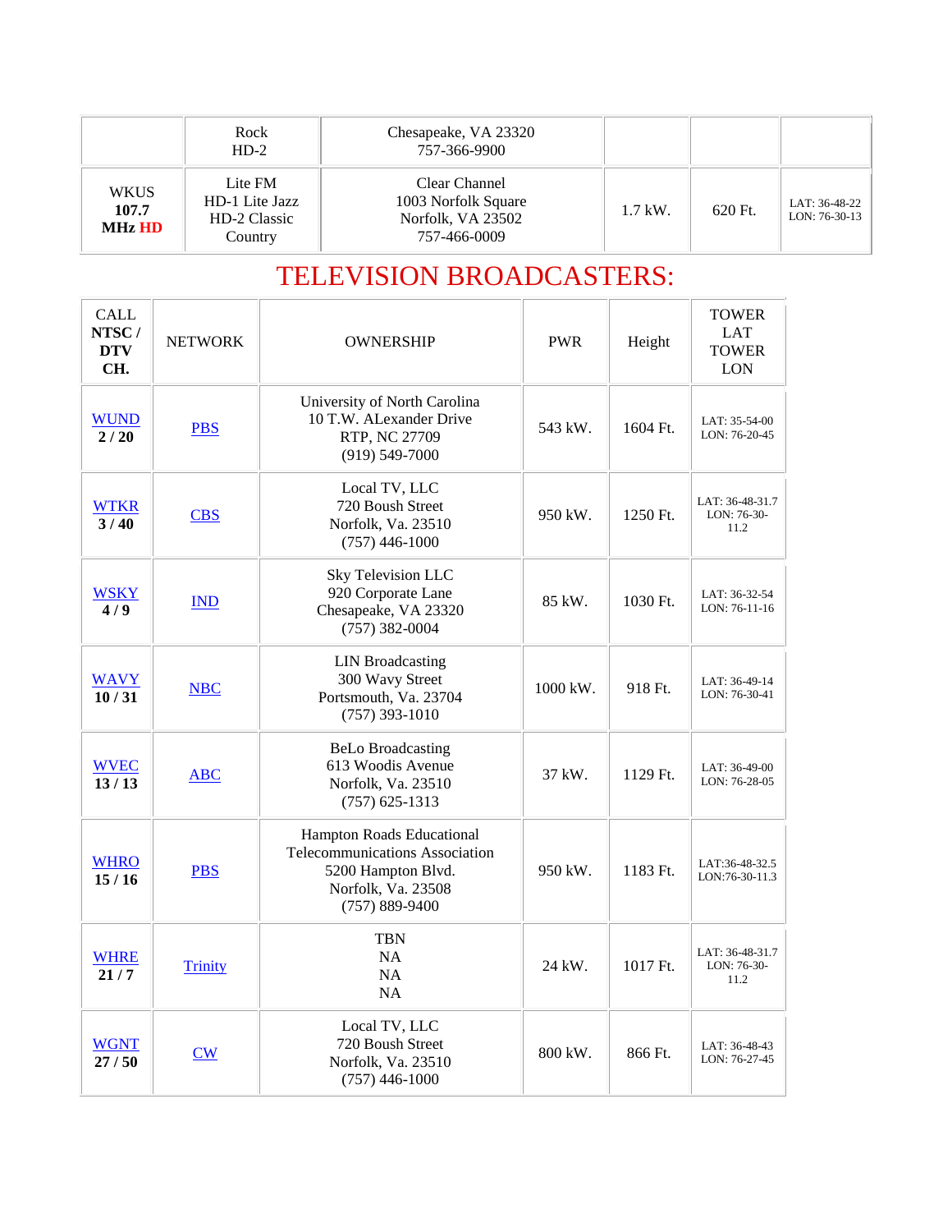| | | | | | |
|---|---|---|---|---|---|
| | Rock HD-2 | Chesapeake, VA 23320 757-366-9900 | | | |
| WKUS **107.7 MHz HD** | Lite FM HD-1 Lite Jazz HD-2 Classic Country | Clear Channel 1003 Norfolk Square Norfolk, VA 23502 757-466-0009 | 1.7 kW. | 620 Ft. | LAT: 36-48-22 LON: 76-30-13 |

# TELEVISION BROADCASTERS:

| CALL **NTSC / DTV CH.** | NETWORK | OWNERSHIP | PWR | Height | TOWER LAT TOWER LON |
|---|---|---|---|---|---|
| WUND **2 / 20** | PBS | University of North Carolina 10 T.W. ALexander Drive RTP, NC 27709 (919) 549-7000 | 543 kW. | 1604 Ft. | LAT: 35-54-00 LON: 76-20-45 |
| WTKR **3 / 40** | CBS | Local TV, LLC 720 Boush Street Norfolk, Va. 23510 (757) 446-1000 | 950 kW. | 1250 Ft. | LAT: 36-48-31.7 LON: 76-30-11.2 |
| WSKY **4 / 9** | IND | Sky Television LLC 920 Corporate Lane Chesapeake, VA 23320 (757) 382-0004 | 85 kW. | 1030 Ft. | LAT: 36-32-54 LON: 76-11-16 |
| WAVY **10 / 31** | NBC | LIN Broadcasting 300 Wavy Street Portsmouth, Va. 23704 (757) 393-1010 | 1000 kW. | 918 Ft. | LAT: 36-49-14 LON: 76-30-41 |
| WVEC **13 / 13** | ABC | BeLo Broadcasting 613 Woodis Avenue Norfolk, Va. 23510 (757) 625-1313 | 37 kW. | 1129 Ft. | LAT: 36-49-00 LON: 76-28-05 |
| WHRO **15 / 16** | PBS | Hampton Roads Educational Telecommunications Association 5200 Hampton Blvd. Norfolk, Va. 23508 (757) 889-9400 | 950 kW. | 1183 Ft. | LAT:36-48-32.5 LON:76-30-11.3 |
| WHRE **21 / 7** | Trinity | TBN NA NA NA | 24 kW. | 1017 Ft. | LAT: 36-48-31.7 LON: 76-30-11.2 |
| WGNT **27 / 50** | CW | Local TV, LLC 720 Boush Street Norfolk, Va. 23510 (757) 446-1000 | 800 kW. | 866 Ft. | LAT: 36-48-43 LON: 76-27-45 |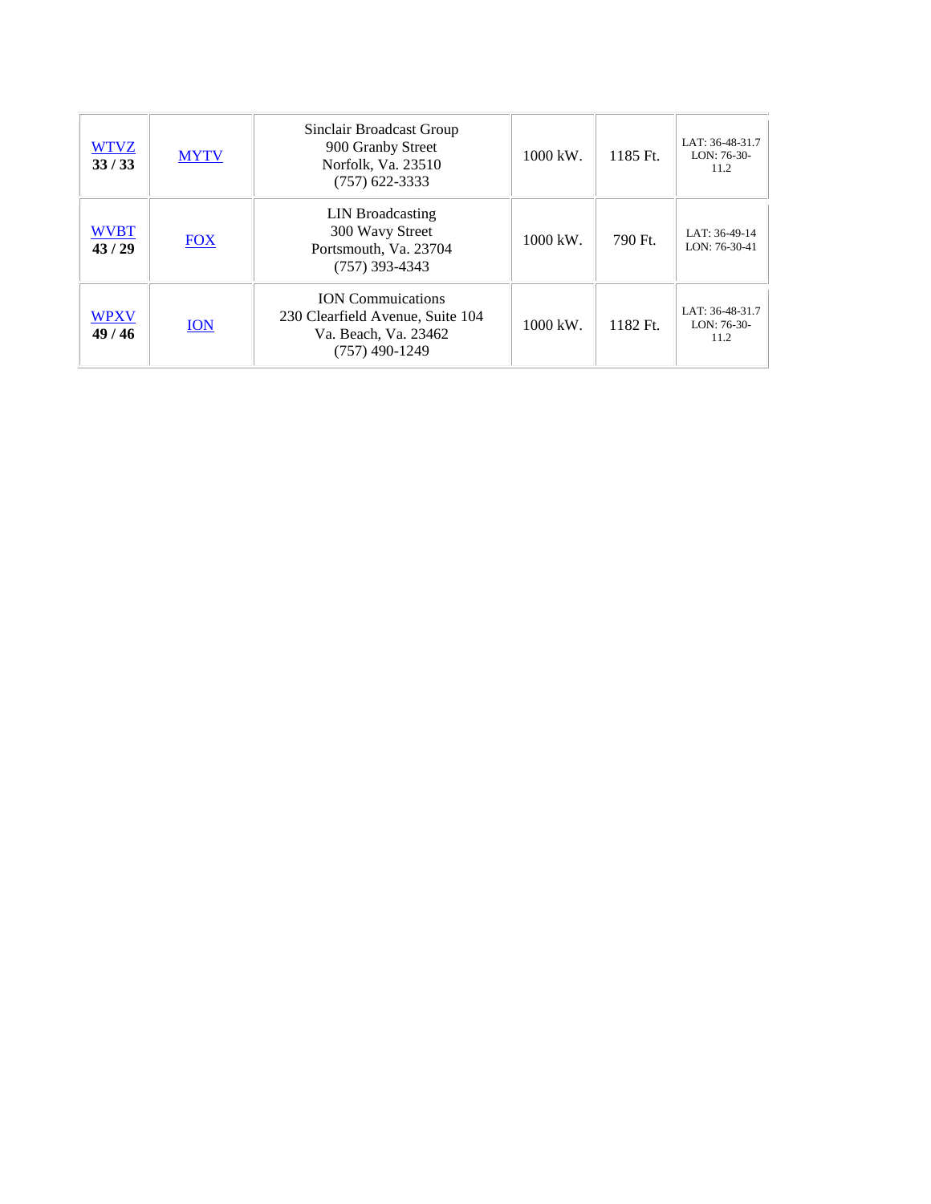| | | | | | |
|---|---|---|---|---|---|
| WTVZ **33 / 33** | MYTV | Sinclair Broadcast Group<br>900 Granby Street<br>Norfolk, Va. 23510<br>(757) 622-3333 | 1000 kW. | 1185 Ft. | LAT: 36-48-31.7<br>LON: 76-30-11.2 |
| WVBT **43 / 29** | FOX | LIN Broadcasting<br>300 Wavy Street<br>Portsmouth, Va. 23704<br>(757) 393-4343 | 1000 kW. | 790 Ft. | LAT: 36-49-14<br>LON: 76-30-41 |
| WPXV **49 / 46** | ION | ION Commuications<br>230 Clearfield Avenue, Suite 104<br>Va. Beach, Va. 23462<br>(757) 490-1249 | 1000 kW. | 1182 Ft. | LAT: 36-48-31.7<br>LON: 76-30-11.2 |